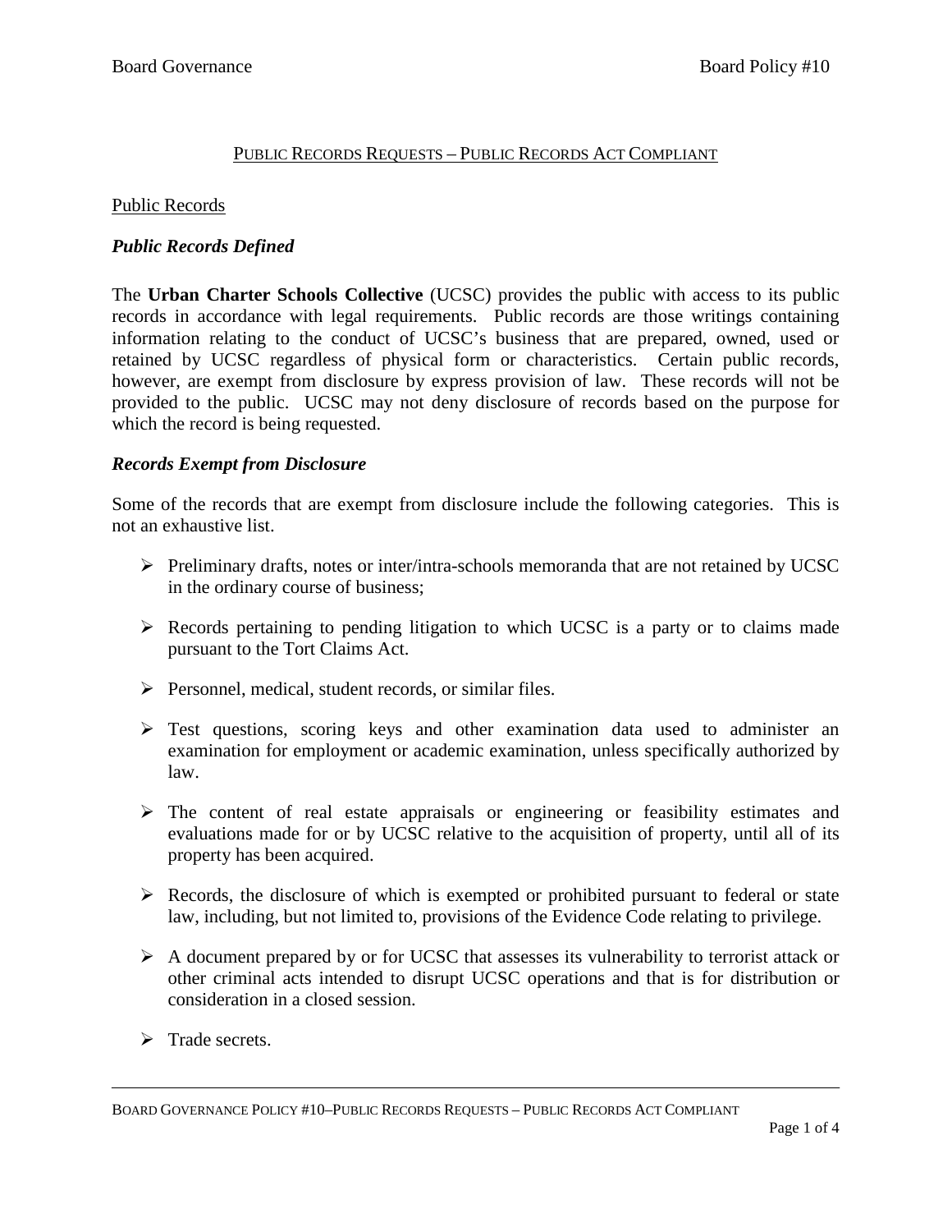# PUBLIC RECORDS REQUESTS – PUBLIC RECORDS ACT COMPLIANT

## Public Records

### *Public Records Defined*

The **Urban Charter Schools Collective** (UCSC) provides the public with access to its public records in accordance with legal requirements. Public records are those writings containing information relating to the conduct of UCSC's business that are prepared, owned, used or retained by UCSC regardless of physical form or characteristics. Certain public records, however, are exempt from disclosure by express provision of law. These records will not be provided to the public. UCSC may not deny disclosure of records based on the purpose for which the record is being requested.

### *Records Exempt from Disclosure*

Some of the records that are exempt from disclosure include the following categories. This is not an exhaustive list.

- Preliminary drafts, notes or inter/intra-schools memoranda that are not retained by UCSC in the ordinary course of business;
- Records pertaining to pending litigation to which UCSC is a party or to claims made pursuant to the Tort Claims Act.
- Personnel, medical, student records, or similar files.
- Test questions, scoring keys and other examination data used to administer an examination for employment or academic examination, unless specifically authorized by law.
- The content of real estate appraisals or engineering or feasibility estimates and evaluations made for or by UCSC relative to the acquisition of property, until all of its property has been acquired.
- Records, the disclosure of which is exempted or prohibited pursuant to federal or state law, including, but not limited to, provisions of the Evidence Code relating to privilege.
- A document prepared by or for UCSC that assesses its vulnerability to terrorist attack or other criminal acts intended to disrupt UCSC operations and that is for distribution or consideration in a closed session.
- Trade secrets.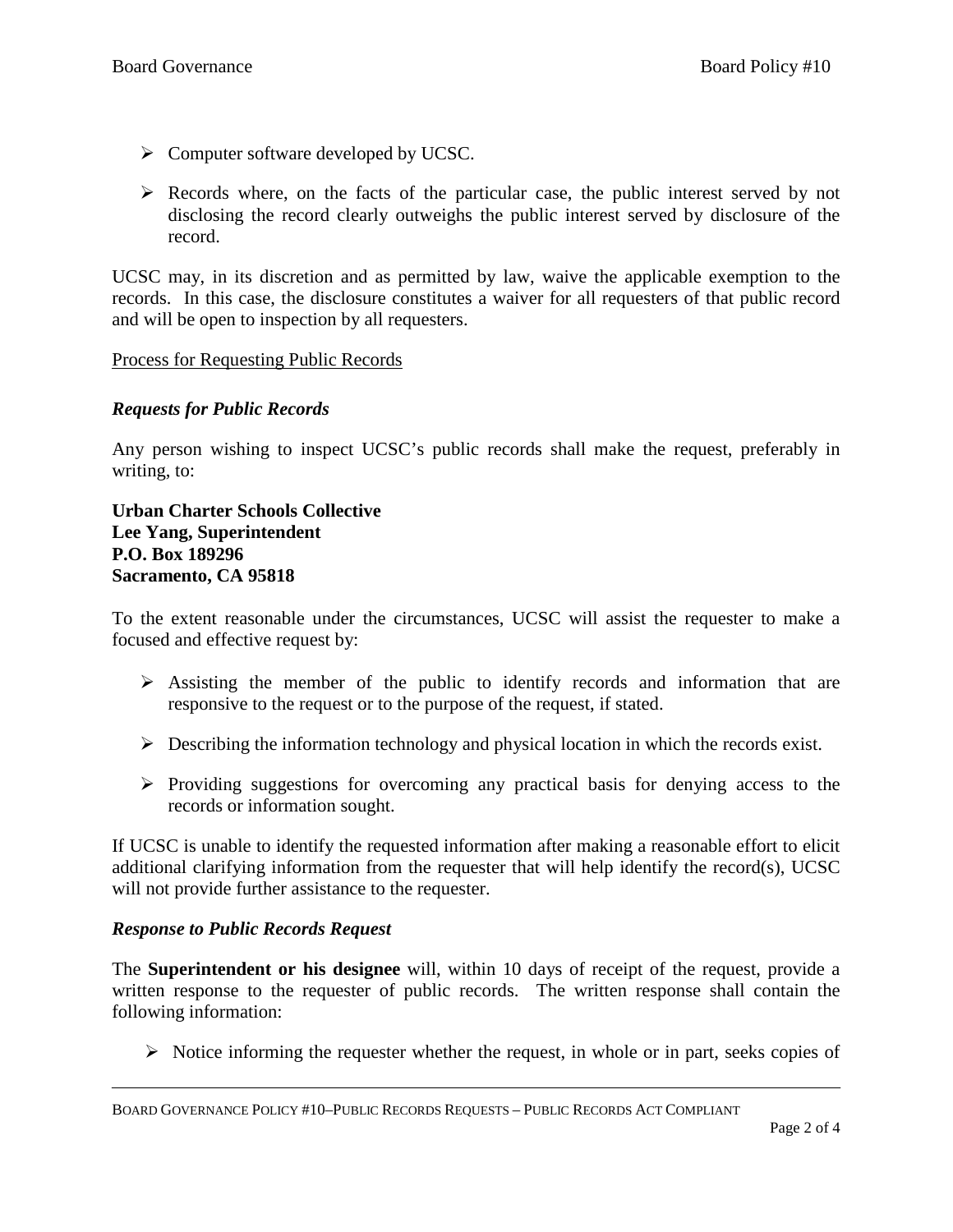- Computer software developed by UCSC.

- Records where, on the facts of the particular case, the public interest served by not disclosing the record clearly outweighs the public interest served by disclosure of the record.

UCSC may, in its discretion and as permitted by law, waive the applicable exemption to the records. In this case, the disclosure constitutes a waiver for all requesters of that public record and will be open to inspection by all requesters.

<u>Process for Requesting Public Records</u>

***Requests for Public Records***

Any person wishing to inspect UCSC's public records shall make the request, preferably in writing, to:

**Urban Charter Schools Collective**
**Lee Yang, Superintendent**
**P.O. Box 189296**
**Sacramento, CA 95818**

To the extent reasonable under the circumstances, UCSC will assist the requester to make a focused and effective request by:

- Assisting the member of the public to identify records and information that are responsive to the request or to the purpose of the request, if stated.

- Describing the information technology and physical location in which the records exist.

- Providing suggestions for overcoming any practical basis for denying access to the records or information sought.

If UCSC is unable to identify the requested information after making a reasonable effort to elicit additional clarifying information from the requester that will help identify the record(s), UCSC will not provide further assistance to the requester.

***Response to Public Records Request***

The **Superintendent or his designee** will, within 10 days of receipt of the request, provide a written response to the requester of public records. The written response shall contain the following information:

- Notice informing the requester whether the request, in whole or in part, seeks copies of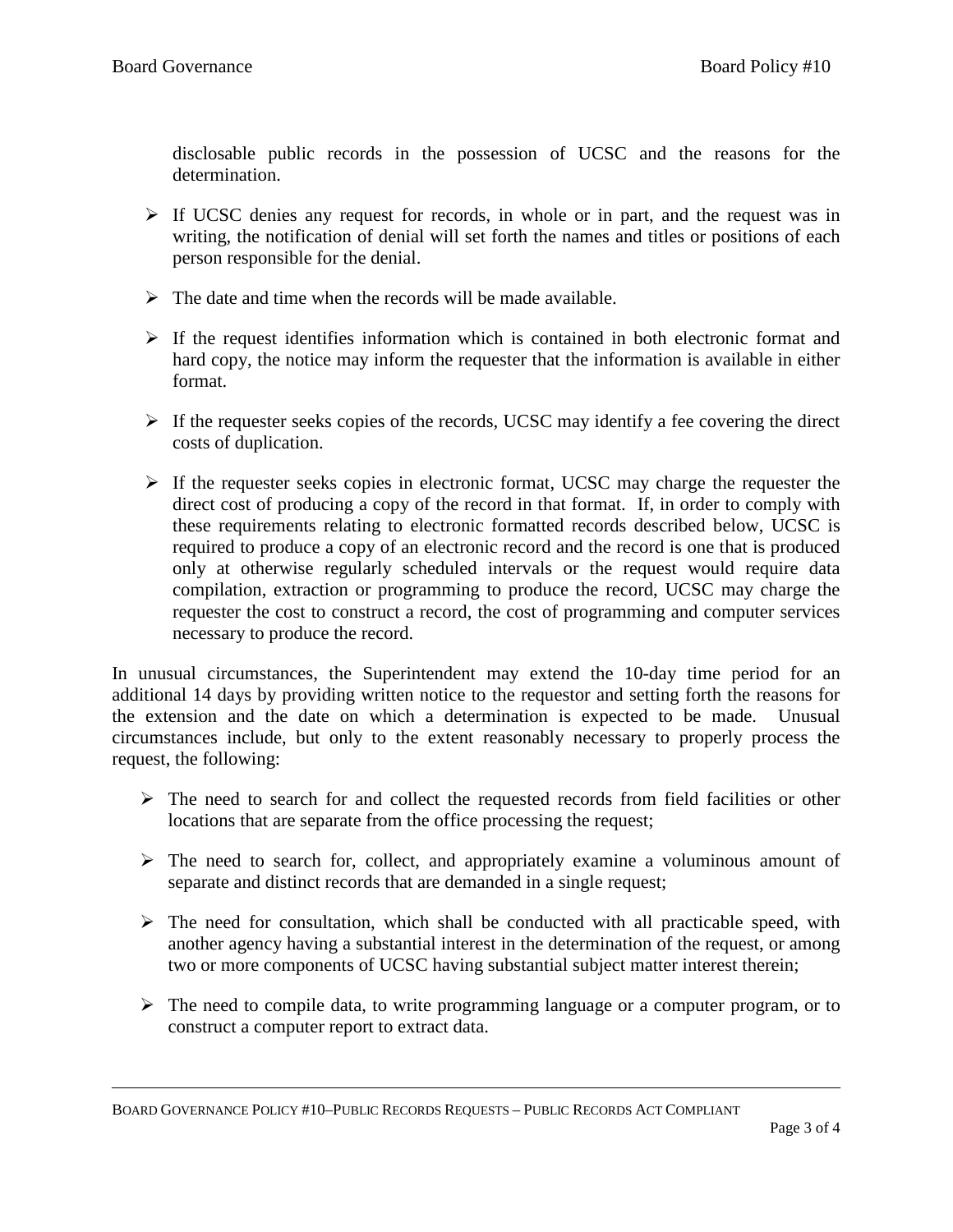disclosable public records in the possession of UCSC and the reasons for the determination.

- If UCSC denies any request for records, in whole or in part, and the request was in writing, the notification of denial will set forth the names and titles or positions of each person responsible for the denial.
- The date and time when the records will be made available.
- If the request identifies information which is contained in both electronic format and hard copy, the notice may inform the requester that the information is available in either format.
- If the requester seeks copies of the records, UCSC may identify a fee covering the direct costs of duplication.
- If the requester seeks copies in electronic format, UCSC may charge the requester the direct cost of producing a copy of the record in that format. If, in order to comply with these requirements relating to electronic formatted records described below, UCSC is required to produce a copy of an electronic record and the record is one that is produced only at otherwise regularly scheduled intervals or the request would require data compilation, extraction or programming to produce the record, UCSC may charge the requester the cost to construct a record, the cost of programming and computer services necessary to produce the record.

In unusual circumstances, the Superintendent may extend the 10-day time period for an additional 14 days by providing written notice to the requestor and setting forth the reasons for the extension and the date on which a determination is expected to be made. Unusual circumstances include, but only to the extent reasonably necessary to properly process the request, the following:

- The need to search for and collect the requested records from field facilities or other locations that are separate from the office processing the request;
- The need to search for, collect, and appropriately examine a voluminous amount of separate and distinct records that are demanded in a single request;
- The need for consultation, which shall be conducted with all practicable speed, with another agency having a substantial interest in the determination of the request, or among two or more components of UCSC having substantial subject matter interest therein;
- The need to compile data, to write programming language or a computer program, or to construct a computer report to extract data.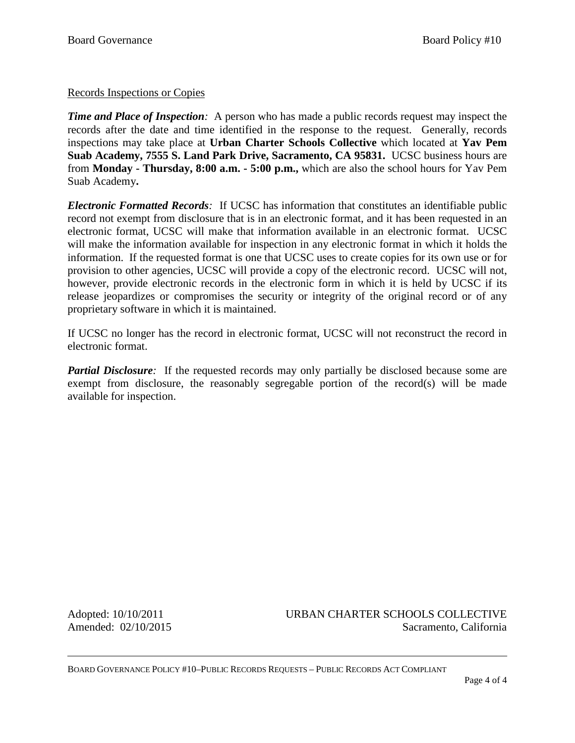Records Inspections or Copies

***Time and Place of Inspection**:* A person who has made a public records request may inspect the records after the date and time identified in the response to the request. Generally, records inspections may take place at **Urban Charter Schools Collective** which located at **Yav Pem Suab Academy, 7555 S. Land Park Drive, Sacramento, CA 95831.** UCSC business hours are from **Monday - Thursday, 8:00 a.m. - 5:00 p.m.,** which are also the school hours for Yav Pem Suab Academy**.**

***Electronic Formatted Records**:* If UCSC has information that constitutes an identifiable public record not exempt from disclosure that is in an electronic format, and it has been requested in an electronic format, UCSC will make that information available in an electronic format. UCSC will make the information available for inspection in any electronic format in which it holds the information. If the requested format is one that UCSC uses to create copies for its own use or for provision to other agencies, UCSC will provide a copy of the electronic record. UCSC will not, however, provide electronic records in the electronic form in which it is held by UCSC if its release jeopardizes or compromises the security or integrity of the original record or of any proprietary software in which it is maintained.

If UCSC no longer has the record in electronic format, UCSC will not reconstruct the record in electronic format.

***Partial Disclosure**:* If the requested records may only partially be disclosed because some are exempt from disclosure, the reasonably segregable portion of the record(s) will be made available for inspection.

Adopted: 10/10/2011
Amended: 02/10/2015

URBAN CHARTER SCHOOLS COLLECTIVE
Sacramento, California